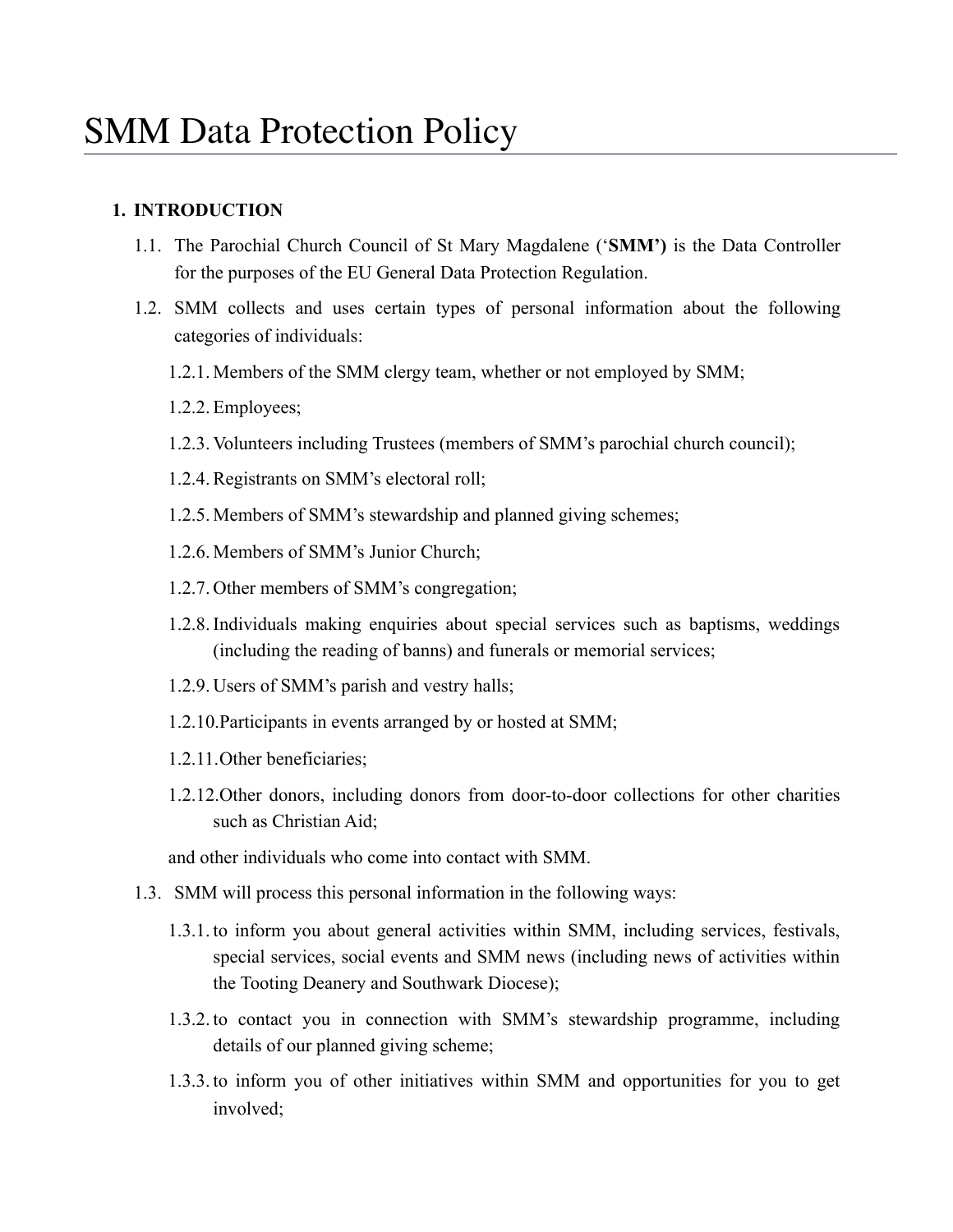# SMM Data Protection Policy

1. **INTRODUCTION**

   1.1. The Parochial Church Council of St Mary Magdalene (‘**SMM’)** is the Data Controller for the purposes of the EU General Data Protection Regulation.

   1.2. SMM collects and uses certain types of personal information about the following categories of individuals:

   1.2.1. Members of the SMM clergy team, whether or not employed by SMM;

   1.2.2. Employees;

   1.2.3. Volunteers including Trustees (members of SMM’s parochial church council);

   1.2.4. Registrants on SMM’s electoral roll;

   1.2.5. Members of SMM’s stewardship and planned giving schemes;

   1.2.6. Members of SMM’s Junior Church;

   1.2.7. Other members of SMM’s congregation;

   1.2.8. Individuals making enquiries about special services such as baptisms, weddings (including the reading of banns) and funerals or memorial services;

   1.2.9. Users of SMM’s parish and vestry halls;

   1.2.10. Participants in events arranged by or hosted at SMM;

   1.2.11. Other beneficiaries;

   1.2.12. Other donors, including donors from door-to-door collections for other charities such as Christian Aid;

   and other individuals who come into contact with SMM.

   1.3. SMM will process this personal information in the following ways:

   1.3.1. to inform you about general activities within SMM, including services, festivals, special services, social events and SMM news (including news of activities within the Tooting Deanery and Southwark Diocese);

   1.3.2. to contact you in connection with SMM’s stewardship programme, including details of our planned giving scheme;

   1.3.3. to inform you of other initiatives within SMM and opportunities for you to get involved;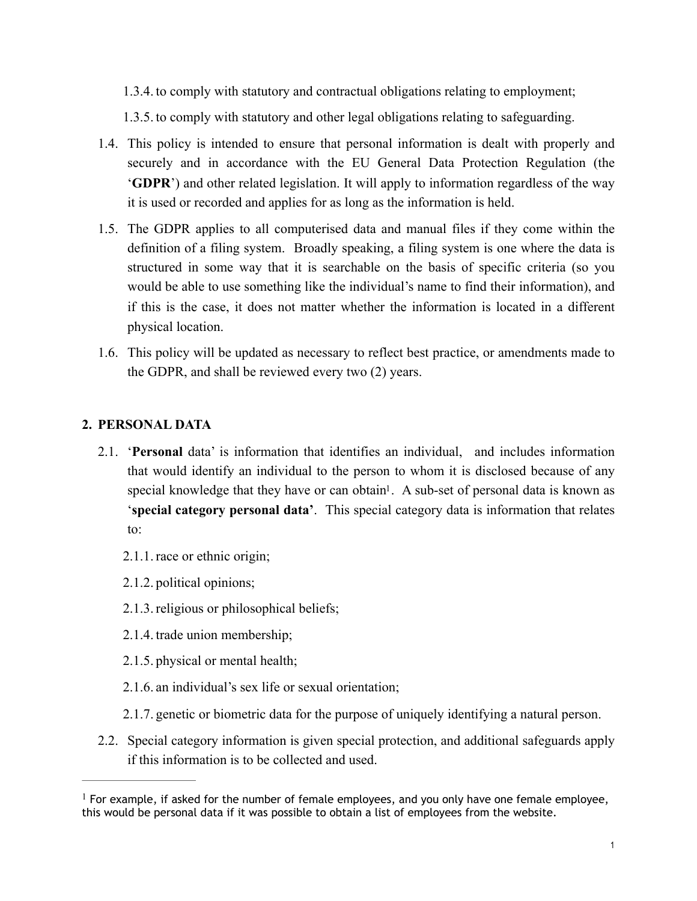1.3.4. to comply with statutory and contractual obligations relating to employment;

1.3.5. to comply with statutory and other legal obligations relating to safeguarding.

1.4. This policy is intended to ensure that personal information is dealt with properly and securely and in accordance with the EU General Data Protection Regulation (the '**GDPR**') and other related legislation. It will apply to information regardless of the way it is used or recorded and applies for as long as the information is held.

1.5. The GDPR applies to all computerised data and manual files if they come within the definition of a filing system. Broadly speaking, a filing system is one where the data is structured in some way that it is searchable on the basis of specific criteria (so you would be able to use something like the individual's name to find their information), and if this is the case, it does not matter whether the information is located in a different physical location.

1.6. This policy will be updated as necessary to reflect best practice, or amendments made to the GDPR, and shall be reviewed every two (2) years.

## 2. PERSONAL DATA

2.1. '**Personal** data' is information that identifies an individual, and includes information that would identify an individual to the person to whom it is disclosed because of any special knowledge that they have or can obtain[1]. A sub-set of personal data is known as '**special category personal data'**. This special category data is information that relates to:

2.1.1. race or ethnic origin;

2.1.2. political opinions;

2.1.3. religious or philosophical beliefs;

2.1.4. trade union membership;

2.1.5. physical or mental health;

2.1.6. an individual's sex life or sexual orientation;

2.1.7. genetic or biometric data for the purpose of uniquely identifying a natural person.

2.2. Special category information is given special protection, and additional safeguards apply if this information is to be collected and used.

---

[1] For example, if asked for the number of female employees, and you only have one female employee, this would be personal data if it was possible to obtain a list of employees from the website.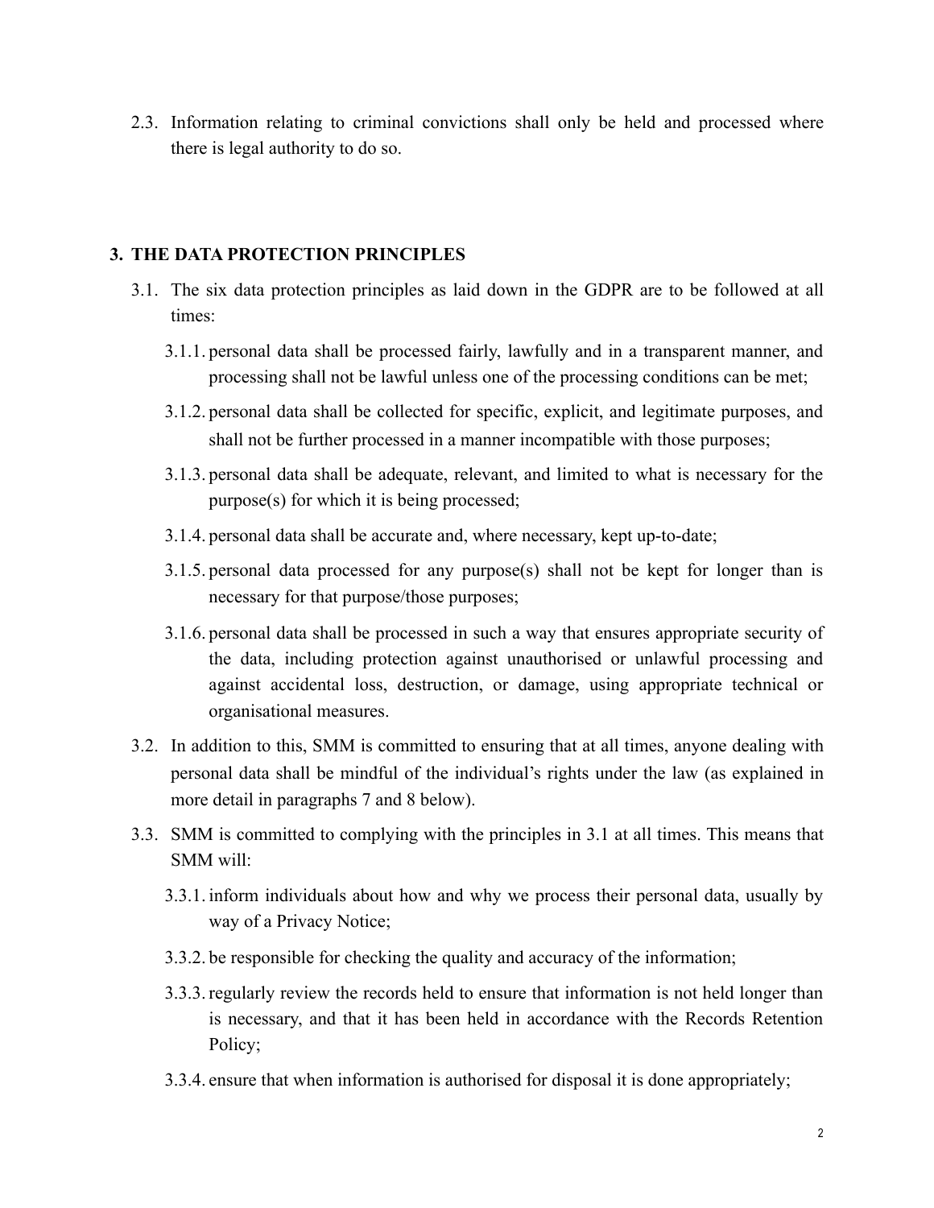2.3. Information relating to criminal convictions shall only be held and processed where there is legal authority to do so.

## 3. THE DATA PROTECTION PRINCIPLES

3.1. The six data protection principles as laid down in the GDPR are to be followed at all times:

3.1.1. personal data shall be processed fairly, lawfully and in a transparent manner, and processing shall not be lawful unless one of the processing conditions can be met;

3.1.2. personal data shall be collected for specific, explicit, and legitimate purposes, and shall not be further processed in a manner incompatible with those purposes;

3.1.3. personal data shall be adequate, relevant, and limited to what is necessary for the purpose(s) for which it is being processed;

3.1.4. personal data shall be accurate and, where necessary, kept up-to-date;

3.1.5. personal data processed for any purpose(s) shall not be kept for longer than is necessary for that purpose/those purposes;

3.1.6. personal data shall be processed in such a way that ensures appropriate security of the data, including protection against unauthorised or unlawful processing and against accidental loss, destruction, or damage, using appropriate technical or organisational measures.

3.2. In addition to this, SMM is committed to ensuring that at all times, anyone dealing with personal data shall be mindful of the individual's rights under the law (as explained in more detail in paragraphs 7 and 8 below).

3.3. SMM is committed to complying with the principles in 3.1 at all times. This means that SMM will:

3.3.1. inform individuals about how and why we process their personal data, usually by way of a Privacy Notice;

3.3.2. be responsible for checking the quality and accuracy of the information;

3.3.3. regularly review the records held to ensure that information is not held longer than is necessary, and that it has been held in accordance with the Records Retention Policy;

3.3.4. ensure that when information is authorised for disposal it is done appropriately;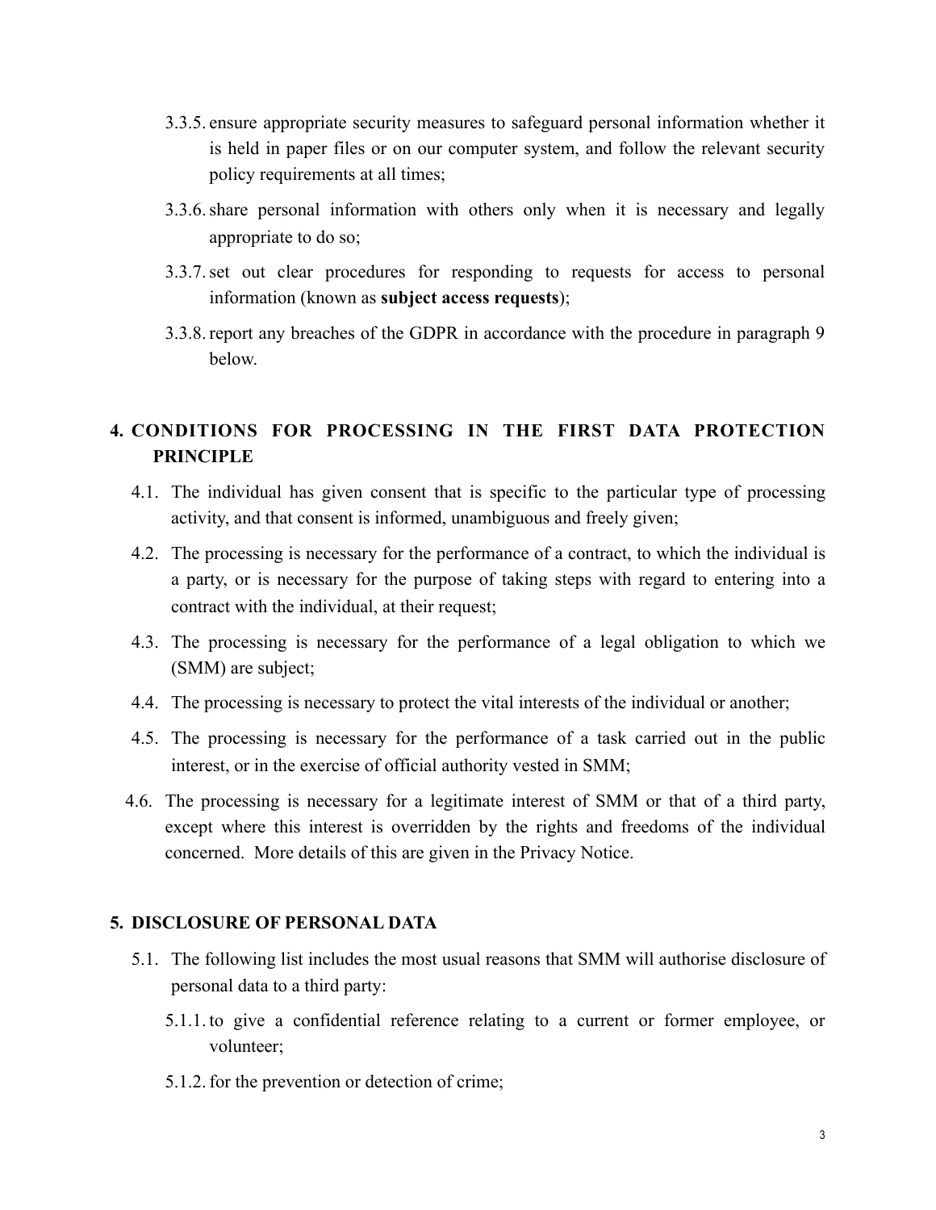3.3.5. ensure appropriate security measures to safeguard personal information whether it is held in paper files or on our computer system, and follow the relevant security policy requirements at all times;

3.3.6. share personal information with others only when it is necessary and legally appropriate to do so;

3.3.7. set out clear procedures for responding to requests for access to personal information (known as **subject access requests**);

3.3.8. report any breaches of the GDPR in accordance with the procedure in paragraph 9 below.

## 4. CONDITIONS FOR PROCESSING IN THE FIRST DATA PROTECTION PRINCIPLE

4.1. The individual has given consent that is specific to the particular type of processing activity, and that consent is informed, unambiguous and freely given;

4.2. The processing is necessary for the performance of a contract, to which the individual is a party, or is necessary for the purpose of taking steps with regard to entering into a contract with the individual, at their request;

4.3. The processing is necessary for the performance of a legal obligation to which we (SMM) are subject;

4.4. The processing is necessary to protect the vital interests of the individual or another;

4.5. The processing is necessary for the performance of a task carried out in the public interest, or in the exercise of official authority vested in SMM;

4.6. The processing is necessary for a legitimate interest of SMM or that of a third party, except where this interest is overridden by the rights and freedoms of the individual concerned. More details of this are given in the Privacy Notice.

## 5. DISCLOSURE OF PERSONAL DATA

5.1. The following list includes the most usual reasons that SMM will authorise disclosure of personal data to a third party:

5.1.1. to give a confidential reference relating to a current or former employee, or volunteer;

5.1.2. for the prevention or detection of crime;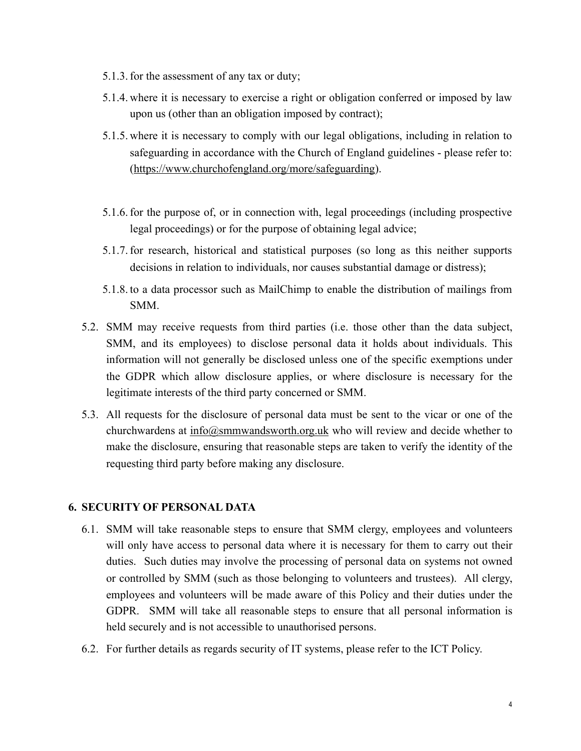5.1.3. for the assessment of any tax or duty;

5.1.4. where it is necessary to exercise a right or obligation conferred or imposed by law upon us (other than an obligation imposed by contract);

5.1.5. where it is necessary to comply with our legal obligations, including in relation to safeguarding in accordance with the Church of England guidelines - please refer to: (https://www.churchofengland.org/more/safeguarding).

5.1.6. for the purpose of, or in connection with, legal proceedings (including prospective legal proceedings) or for the purpose of obtaining legal advice;

5.1.7. for research, historical and statistical purposes (so long as this neither supports decisions in relation to individuals, nor causes substantial damage or distress);

5.1.8. to a data processor such as MailChimp to enable the distribution of mailings from SMM.

5.2. SMM may receive requests from third parties (i.e. those other than the data subject, SMM, and its employees) to disclose personal data it holds about individuals. This information will not generally be disclosed unless one of the specific exemptions under the GDPR which allow disclosure applies, or where disclosure is necessary for the legitimate interests of the third party concerned or SMM.

5.3. All requests for the disclosure of personal data must be sent to the vicar or one of the churchwardens at info@smmwandsworth.org.uk who will review and decide whether to make the disclosure, ensuring that reasonable steps are taken to verify the identity of the requesting third party before making any disclosure.

## 6. SECURITY OF PERSONAL DATA

6.1. SMM will take reasonable steps to ensure that SMM clergy, employees and volunteers will only have access to personal data where it is necessary for them to carry out their duties. Such duties may involve the processing of personal data on systems not owned or controlled by SMM (such as those belonging to volunteers and trustees). All clergy, employees and volunteers will be made aware of this Policy and their duties under the GDPR. SMM will take all reasonable steps to ensure that all personal information is held securely and is not accessible to unauthorised persons.

6.2. For further details as regards security of IT systems, please refer to the ICT Policy.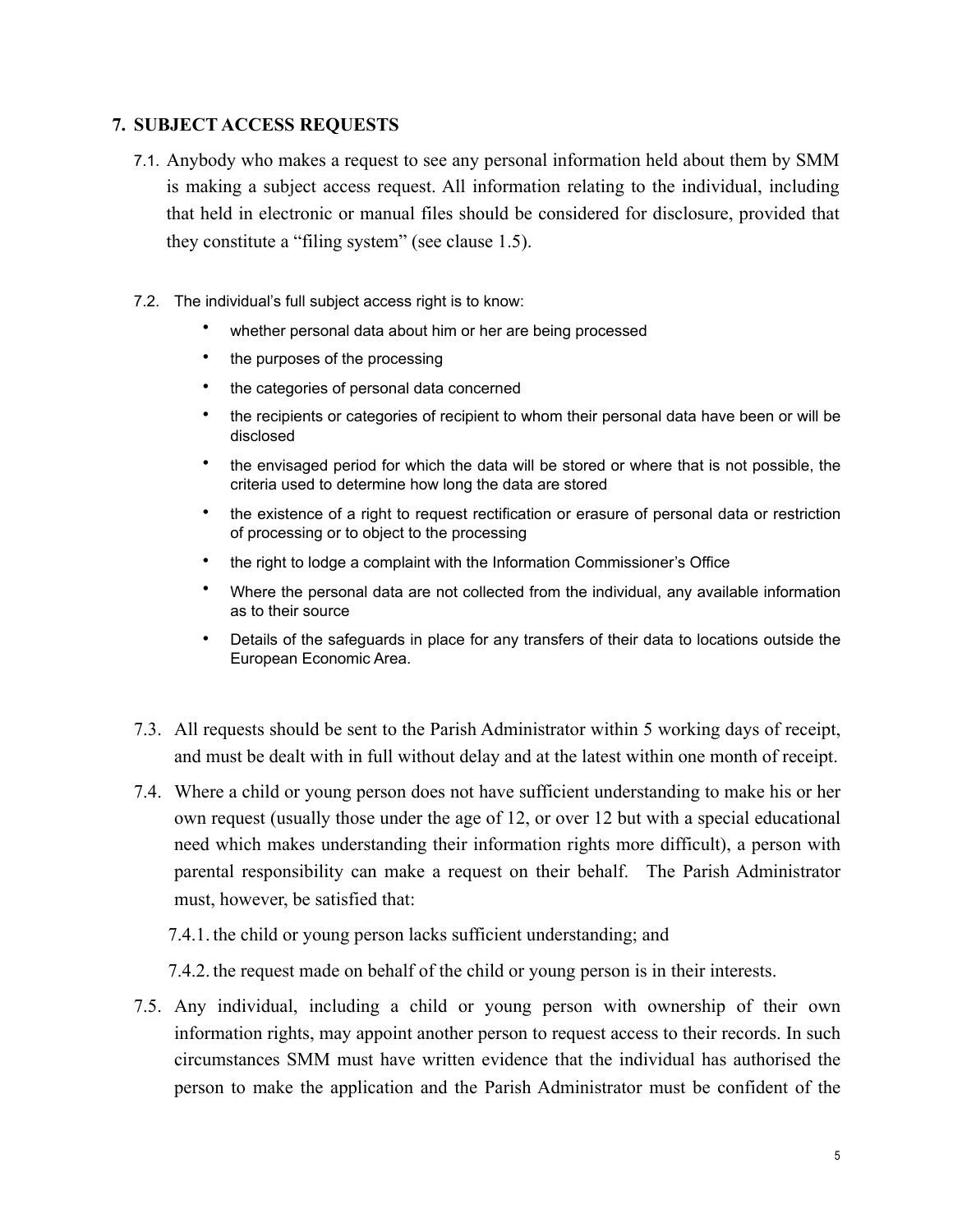## 7. SUBJECT ACCESS REQUESTS

7.1. Anybody who makes a request to see any personal information held about them by SMM is making a subject access request. All information relating to the individual, including that held in electronic or manual files should be considered for disclosure, provided that they constitute a "filing system" (see clause 1.5).

7.2. The individual's full subject access right is to know:

- whether personal data about him or her are being processed
- the purposes of the processing
- the categories of personal data concerned
- the recipients or categories of recipient to whom their personal data have been or will be disclosed
- the envisaged period for which the data will be stored or where that is not possible, the criteria used to determine how long the data are stored
- the existence of a right to request rectification or erasure of personal data or restriction of processing or to object to the processing
- the right to lodge a complaint with the Information Commissioner's Office
- Where the personal data are not collected from the individual, any available information as to their source
- Details of the safeguards in place for any transfers of their data to locations outside the European Economic Area.

7.3. All requests should be sent to the Parish Administrator within 5 working days of receipt, and must be dealt with in full without delay and at the latest within one month of receipt.

7.4. Where a child or young person does not have sufficient understanding to make his or her own request (usually those under the age of 12, or over 12 but with a special educational need which makes understanding their information rights more difficult), a person with parental responsibility can make a request on their behalf. The Parish Administrator must, however, be satisfied that:

7.4.1. the child or young person lacks sufficient understanding; and

7.4.2. the request made on behalf of the child or young person is in their interests.

7.5. Any individual, including a child or young person with ownership of their own information rights, may appoint another person to request access to their records. In such circumstances SMM must have written evidence that the individual has authorised the person to make the application and the Parish Administrator must be confident of the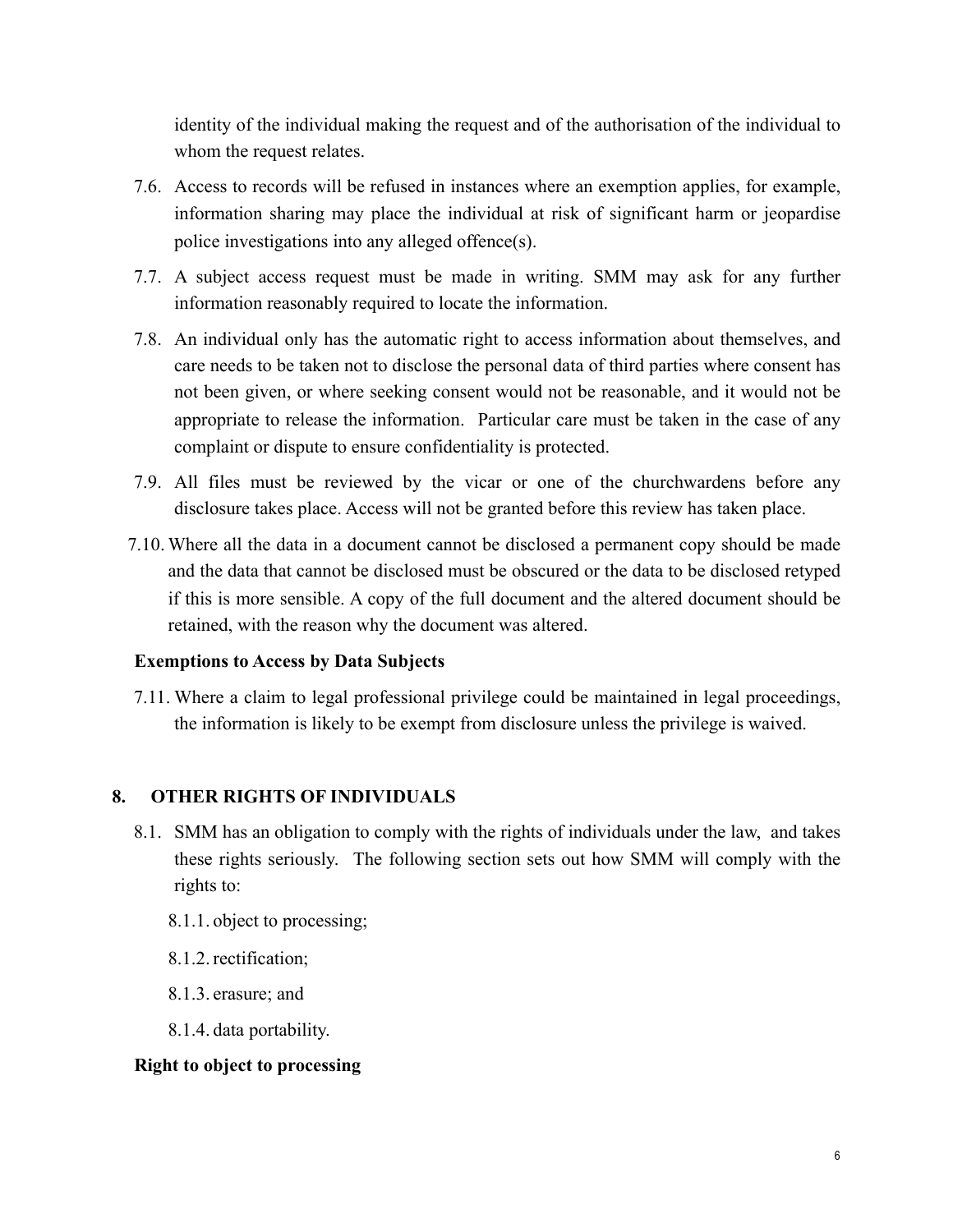identity of the individual making the request and of the authorisation of the individual to whom the request relates.

7.6. Access to records will be refused in instances where an exemption applies, for example, information sharing may place the individual at risk of significant harm or jeopardise police investigations into any alleged offence(s).

7.7. A subject access request must be made in writing. SMM may ask for any further information reasonably required to locate the information.

7.8. An individual only has the automatic right to access information about themselves, and care needs to be taken not to disclose the personal data of third parties where consent has not been given, or where seeking consent would not be reasonable, and it would not be appropriate to release the information. Particular care must be taken in the case of any complaint or dispute to ensure confidentiality is protected.

7.9. All files must be reviewed by the vicar or one of the churchwardens before any disclosure takes place. Access will not be granted before this review has taken place.

7.10. Where all the data in a document cannot be disclosed a permanent copy should be made and the data that cannot be disclosed must be obscured or the data to be disclosed retyped if this is more sensible. A copy of the full document and the altered document should be retained, with the reason why the document was altered.

**Exemptions to Access by Data Subjects**

7.11. Where a claim to legal professional privilege could be maintained in legal proceedings, the information is likely to be exempt from disclosure unless the privilege is waived.

## 8. OTHER RIGHTS OF INDIVIDUALS

8.1. SMM has an obligation to comply with the rights of individuals under the law, and takes these rights seriously. The following section sets out how SMM will comply with the rights to:

8.1.1. object to processing;

8.1.2. rectification;

8.1.3. erasure; and

8.1.4. data portability.

**Right to object to processing**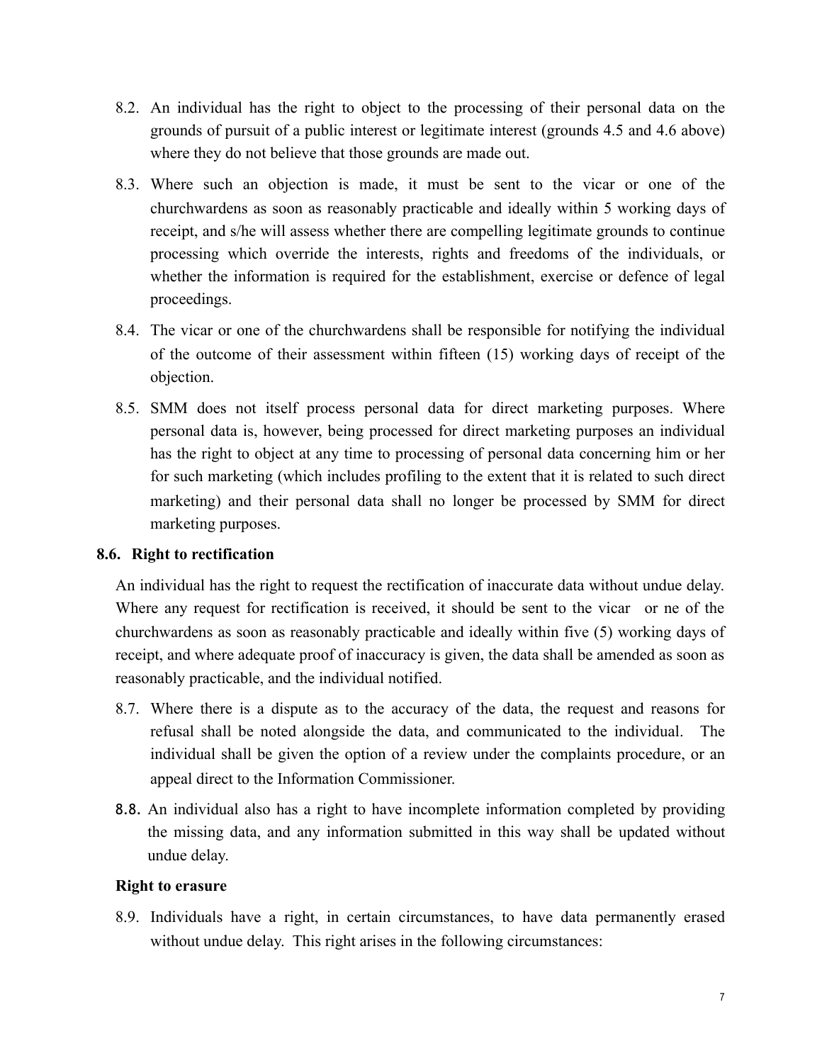8.2. An individual has the right to object to the processing of their personal data on the grounds of pursuit of a public interest or legitimate interest (grounds 4.5 and 4.6 above) where they do not believe that those grounds are made out.

8.3. Where such an objection is made, it must be sent to the vicar or one of the churchwardens as soon as reasonably practicable and ideally within 5 working days of receipt, and s/he will assess whether there are compelling legitimate grounds to continue processing which override the interests, rights and freedoms of the individuals, or whether the information is required for the establishment, exercise or defence of legal proceedings.

8.4. The vicar or one of the churchwardens shall be responsible for notifying the individual of the outcome of their assessment within fifteen (15) working days of receipt of the objection.

8.5. SMM does not itself process personal data for direct marketing purposes. Where personal data is, however, being processed for direct marketing purposes an individual has the right to object at any time to processing of personal data concerning him or her for such marketing (which includes profiling to the extent that it is related to such direct marketing) and their personal data shall no longer be processed by SMM for direct marketing purposes.

**8.6. Right to rectification**

An individual has the right to request the rectification of inaccurate data without undue delay. Where any request for rectification is received, it should be sent to the vicar or ne of the churchwardens as soon as reasonably practicable and ideally within five (5) working days of receipt, and where adequate proof of inaccuracy is given, the data shall be amended as soon as reasonably practicable, and the individual notified.

8.7. Where there is a dispute as to the accuracy of the data, the request and reasons for refusal shall be noted alongside the data, and communicated to the individual. The individual shall be given the option of a review under the complaints procedure, or an appeal direct to the Information Commissioner.

8.8. An individual also has a right to have incomplete information completed by providing the missing data, and any information submitted in this way shall be updated without undue delay.

**Right to erasure**

8.9. Individuals have a right, in certain circumstances, to have data permanently erased without undue delay. This right arises in the following circumstances: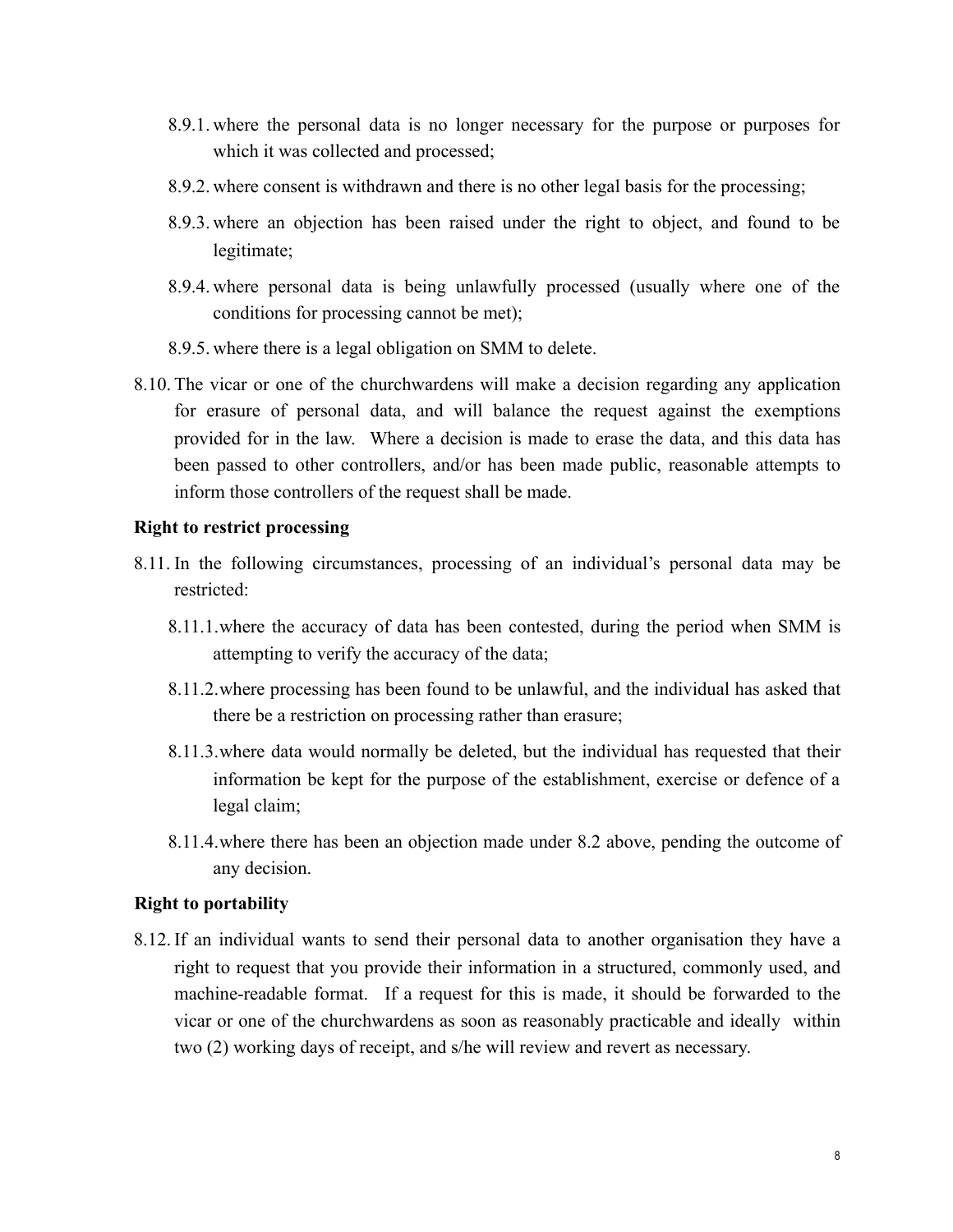8.9.1. where the personal data is no longer necessary for the purpose or purposes for which it was collected and processed;

8.9.2. where consent is withdrawn and there is no other legal basis for the processing;

8.9.3. where an objection has been raised under the right to object, and found to be legitimate;

8.9.4. where personal data is being unlawfully processed (usually where one of the conditions for processing cannot be met);

8.9.5. where there is a legal obligation on SMM to delete.

8.10. The vicar or one of the churchwardens will make a decision regarding any application for erasure of personal data, and will balance the request against the exemptions provided for in the law. Where a decision is made to erase the data, and this data has been passed to other controllers, and/or has been made public, reasonable attempts to inform those controllers of the request shall be made.

**Right to restrict processing**

8.11. In the following circumstances, processing of an individual's personal data may be restricted:

8.11.1. where the accuracy of data has been contested, during the period when SMM is attempting to verify the accuracy of the data;

8.11.2. where processing has been found to be unlawful, and the individual has asked that there be a restriction on processing rather than erasure;

8.11.3. where data would normally be deleted, but the individual has requested that their information be kept for the purpose of the establishment, exercise or defence of a legal claim;

8.11.4. where there has been an objection made under 8.2 above, pending the outcome of any decision.

**Right to portability**

8.12. If an individual wants to send their personal data to another organisation they have a right to request that you provide their information in a structured, commonly used, and machine-readable format. If a request for this is made, it should be forwarded to the vicar or one of the churchwardens as soon as reasonably practicable and ideally within two (2) working days of receipt, and s/he will review and revert as necessary.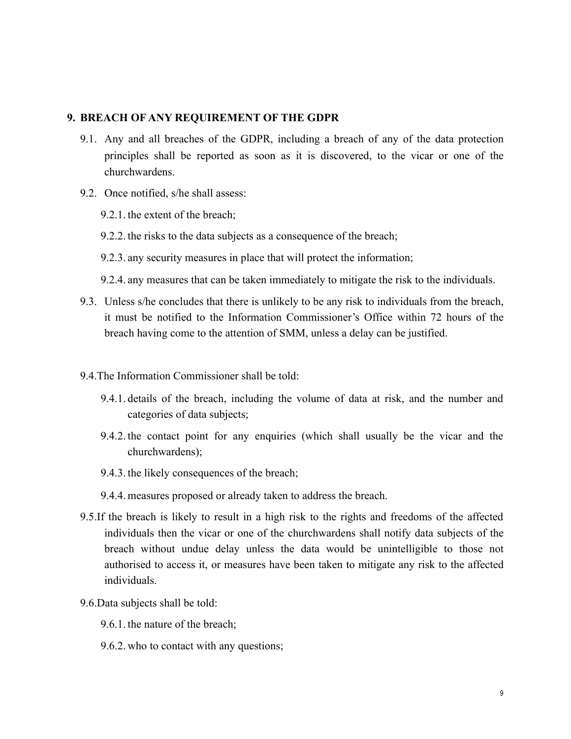## 9. BREACH OF ANY REQUIREMENT OF THE GDPR

9.1. Any and all breaches of the GDPR, including a breach of any of the data protection principles shall be reported as soon as it is discovered, to the vicar or one of the churchwardens.

9.2. Once notified, s/he shall assess:

9.2.1. the extent of the breach;

9.2.2. the risks to the data subjects as a consequence of the breach;

9.2.3. any security measures in place that will protect the information;

9.2.4. any measures that can be taken immediately to mitigate the risk to the individuals.

9.3. Unless s/he concludes that there is unlikely to be any risk to individuals from the breach, it must be notified to the Information Commissioner's Office within 72 hours of the breach having come to the attention of SMM, unless a delay can be justified.

9.4. The Information Commissioner shall be told:

9.4.1. details of the breach, including the volume of data at risk, and the number and categories of data subjects;

9.4.2. the contact point for any enquiries (which shall usually be the vicar and the churchwardens);

9.4.3. the likely consequences of the breach;

9.4.4. measures proposed or already taken to address the breach.

9.5. If the breach is likely to result in a high risk to the rights and freedoms of the affected individuals then the vicar or one of the churchwardens shall notify data subjects of the breach without undue delay unless the data would be unintelligible to those not authorised to access it, or measures have been taken to mitigate any risk to the affected individuals.

9.6. Data subjects shall be told:

9.6.1. the nature of the breach;

9.6.2. who to contact with any questions;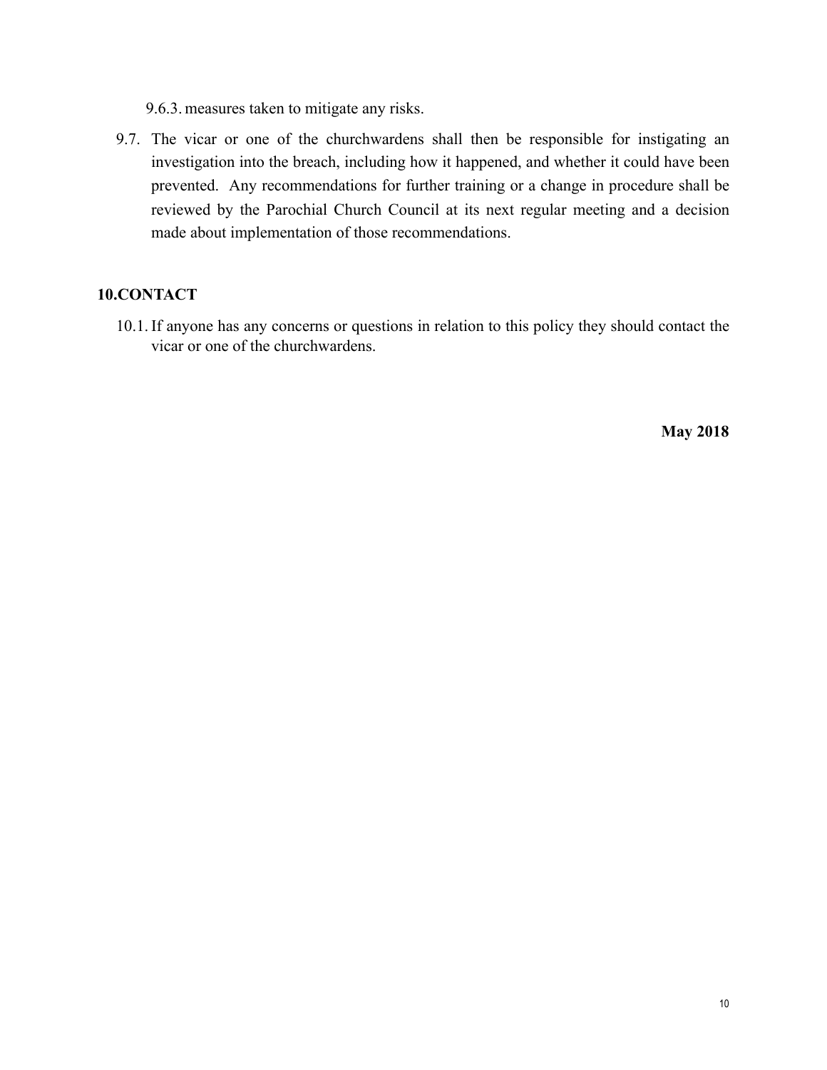9.6.3. measures taken to mitigate any risks.

9.7. The vicar or one of the churchwardens shall then be responsible for instigating an investigation into the breach, including how it happened, and whether it could have been prevented. Any recommendations for further training or a change in procedure shall be reviewed by the Parochial Church Council at its next regular meeting and a decision made about implementation of those recommendations.

## 10. CONTACT

10.1. If anyone has any concerns or questions in relation to this policy they should contact the vicar or one of the churchwardens.

**May 2018**